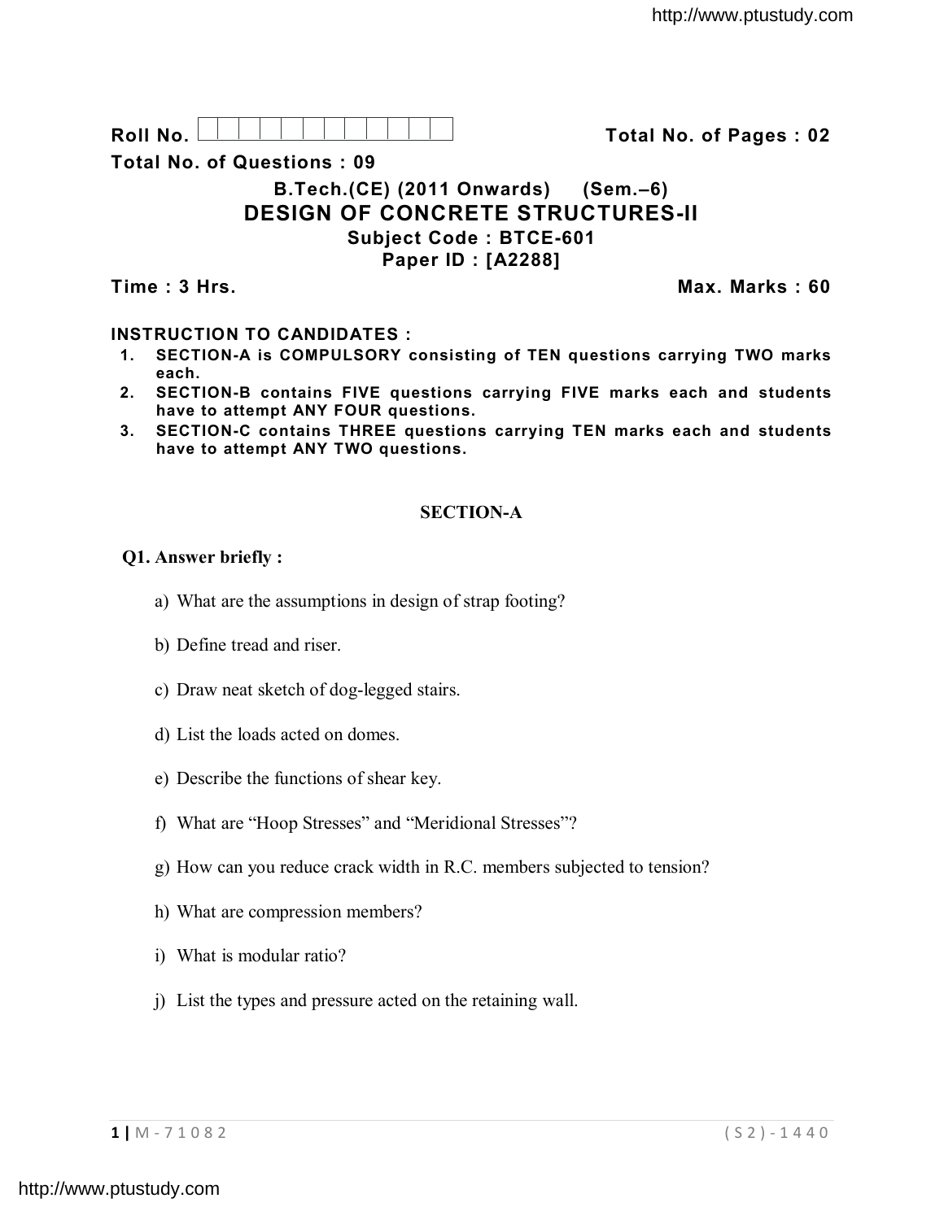Roll No. | | | | | | | | | | | | |

**Total No. of Pages : 02**

**Total No. of Questions : 09**

**B.Tech.(CE) (2011 Onwards) (Sem.–6)**

# DESIGN OF CONCRETE STRUCTURES-II

**Subject Code : BTCE-601**

**Paper ID : [A2288]**

**Time : 3 Hrs.** **Max. Marks : 60**

**INSTRUCTION TO CANDIDATES :**

1. **SECTION-A is COMPULSORY consisting of TEN questions carrying TWO marks each.**
2. **SECTION-B contains FIVE questions carrying FIVE marks each and students have to attempt ANY FOUR questions.**
3. **SECTION-C contains THREE questions carrying TEN marks each and students have to attempt ANY TWO questions.**

## SECTION-A

**Q1. Answer briefly :**

a) What are the assumptions in design of strap footing?

b) Define tread and riser.

c) Draw neat sketch of dog-legged stairs.

d) List the loads acted on domes.

e) Describe the functions of shear key.

f) What are "Hoop Stresses" and "Meridional Stresses"?

g) How can you reduce crack width in R.C. members subjected to tension?

h) What are compression members?

i) What is modular ratio?

j) List the types and pressure acted on the retaining wall.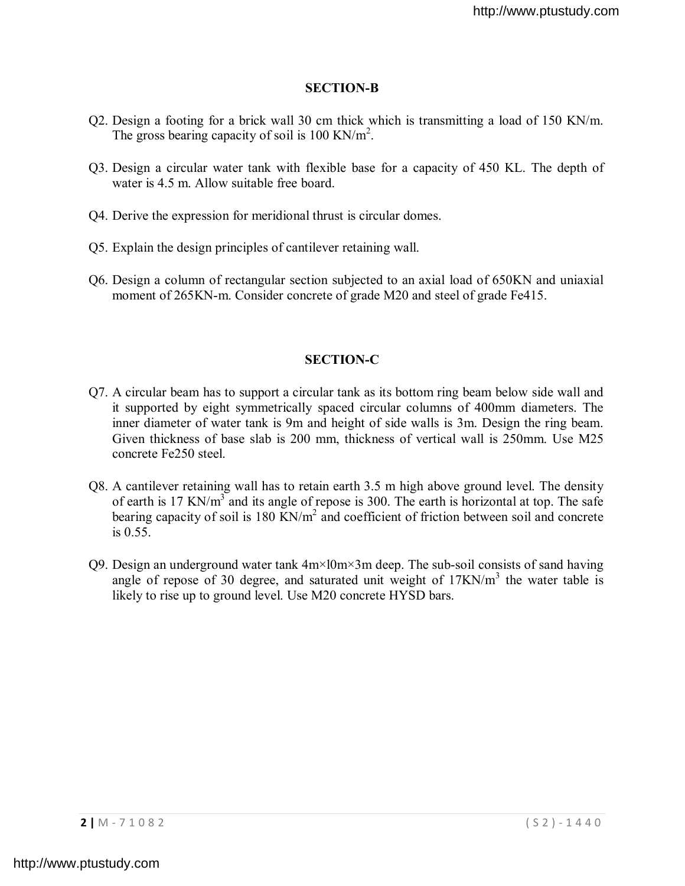## SECTION-B

Q2. Design a footing for a brick wall 30 cm thick which is transmitting a load of 150 KN/m. The gross bearing capacity of soil is 100 $KN/m^2$.

Q3. Design a circular water tank with flexible base for a capacity of 450 KL. The depth of water is 4.5 m. Allow suitable free board.

Q4. Derive the expression for meridional thrust is circular domes.

Q5. Explain the design principles of cantilever retaining wall.

Q6. Design a column of rectangular section subjected to an axial load of 650KN and uniaxial moment of 265KN-m. Consider concrete of grade M20 and steel of grade Fe415.

## SECTION-C

Q7. A circular beam has to support a circular tank as its bottom ring beam below side wall and it supported by eight symmetrically spaced circular columns of 400mm diameters. The inner diameter of water tank is 9m and height of side walls is 3m. Design the ring beam. Given thickness of base slab is 200 mm, thickness of vertical wall is 250mm. Use M25 concrete Fe250 steel.

Q8. A cantilever retaining wall has to retain earth 3.5 m high above ground level. The density of earth is 17 $KN/m^3$ and its angle of repose is 300. The earth is horizontal at top. The safe bearing capacity of soil is 180 $KN/m^2$ and coefficient of friction between soil and concrete is 0.55.

Q9. Design an underground water tank 4m×l0m×3m deep. The sub-soil consists of sand having angle of repose of 30 degree, and saturated unit weight of 17$KN/m^3$ the water table is likely to rise up to ground level. Use M20 concrete HYSD bars.